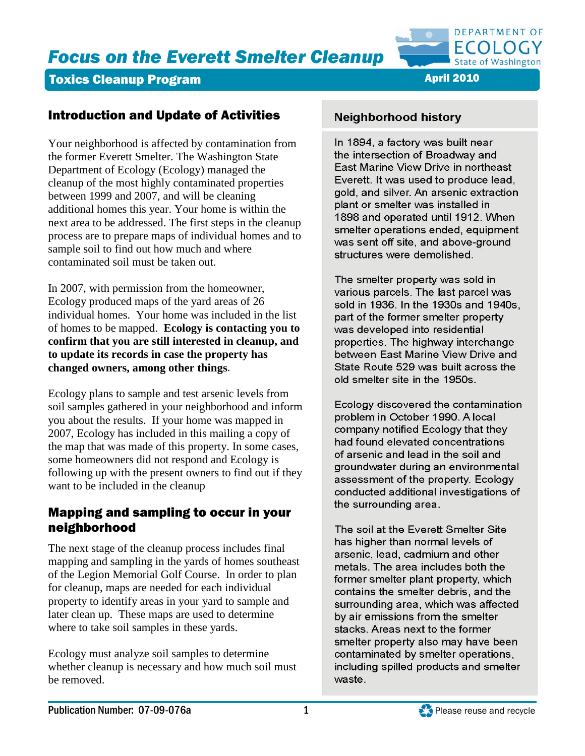# Focus on the Everett Smelter Cleanup

**Toxics Cleanup Program** — April 2010

## Introduction and Update of Activities

Your neighborhood is affected by contamination from the former Everett Smelter. The Washington State Department of Ecology (Ecology) managed the cleanup of the most highly contaminated properties between 1999 and 2007, and will be cleaning additional homes this year. Your home is within the next area to be addressed. The first steps in the cleanup process are to prepare maps of individual homes and to sample soil to find out how much and where contaminated soil must be taken out.

In 2007, with permission from the homeowner, Ecology produced maps of the yard areas of 26 individual homes. Your home was included in the list of homes to be mapped. **Ecology is contacting you to confirm that you are still interested in cleanup, and to update its records in case the property has changed owners, among other things**.

Ecology plans to sample and test arsenic levels from soil samples gathered in your neighborhood and inform you about the results. If your home was mapped in 2007, Ecology has included in this mailing a copy of the map that was made of this property. In some cases, some homeowners did not respond and Ecology is following up with the present owners to find out if they want to be included in the cleanup

## Mapping and sampling to occur in your neighborhood

The next stage of the cleanup process includes final mapping and sampling in the yards of homes southeast of the Legion Memorial Golf Course. In order to plan for cleanup, maps are needed for each individual property to identify areas in your yard to sample and later clean up. These maps are used to determine where to take soil samples in these yards.

Ecology must analyze soil samples to determine whether cleanup is necessary and how much soil must be removed.

### Neighborhood history

In 1894, a factory was built near the intersection of Broadway and East Marine View Drive in northeast Everett. It was used to produce lead, gold, and silver. An arsenic extraction plant or smelter was installed in 1898 and operated until 1912. When smelter operations ended, equipment was sent off site, and above-ground structures were demolished.

The smelter property was sold in various parcels. The last parcel was sold in 1936. In the 1930s and 1940s, part of the former smelter property was developed into residential properties. The highway interchange between East Marine View Drive and State Route 529 was built across the old smelter site in the 1950s.

Ecology discovered the contamination problem in October 1990. A local company notified Ecology that they had found elevated concentrations of arsenic and lead in the soil and groundwater during an environmental assessment of the property. Ecology conducted additional investigations of the surrounding area.

The soil at the Everett Smelter Site has higher than normal levels of arsenic, lead, cadmium and other metals. The area includes both the former smelter plant property, which contains the smelter debris, and the surrounding area, which was affected by air emissions from the smelter stacks. Areas next to the former smelter property also may have been contaminated by smelter operations, including spilled products and smelter waste.

Publication Number: 07-09-076a

Please reuse and recycle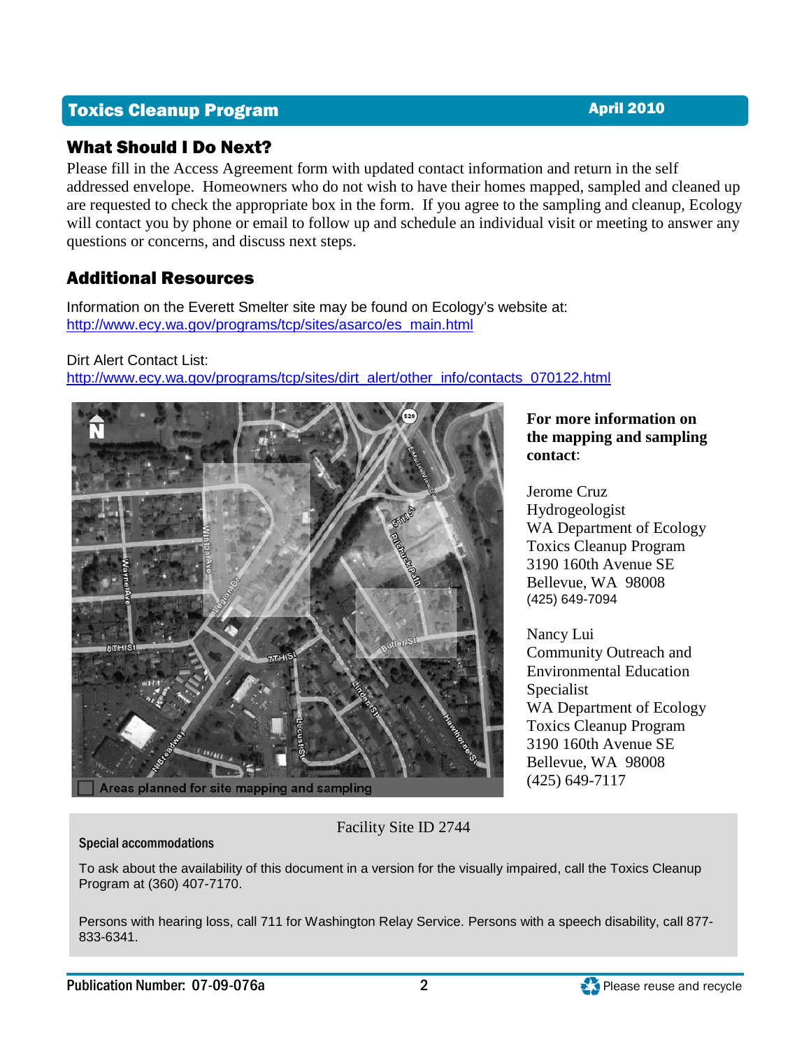## What Should I Do Next?

Please fill in the Access Agreement form with updated contact information and return in the self addressed envelope. Homeowners who do not wish to have their homes mapped, sampled and cleaned up are requested to check the appropriate box in the form. If you agree to the sampling and cleanup, Ecology will contact you by phone or email to follow up and schedule an individual visit or meeting to answer any questions or concerns, and discuss next steps.

## Additional Resources

Information on the Everett Smelter site may be found on Ecology's website at:
http://www.ecy.wa.gov/programs/tcp/sites/asarco/es_main.html

Dirt Alert Contact List:
http://www.ecy.wa.gov/programs/tcp/sites/dirt_alert/other_info/contacts_070122.html

N
529
E Marine View Dr
5TH St
Pilchuck Path
Winton Ave
Legion Dr
Wayne Ave
Butler St
8TH St
7TH St
Linden St
Hawthorne St
Locust St
N Broadway
Areas planned for site mapping and sampling

**For more information on the mapping and sampling contact**:

Jerome Cruz
Hydrogeologist
WA Department of Ecology
Toxics Cleanup Program
3190 160th Avenue SE
Bellevue, WA 98008
(425) 649-7094

Nancy Lui
Community Outreach and Environmental Education Specialist
WA Department of Ecology
Toxics Cleanup Program
3190 160th Avenue SE
Bellevue, WA 98008
(425) 649-7117

Facility Site ID 2744

**Special accommodations**

To ask about the availability of this document in a version for the visually impaired, call the Toxics Cleanup Program at (360) 407-7170.

Persons with hearing loss, call 711 for Washington Relay Service. Persons with a speech disability, call 877-833-6341.

Publication Number: 07-09-076a

Please reuse and recycle